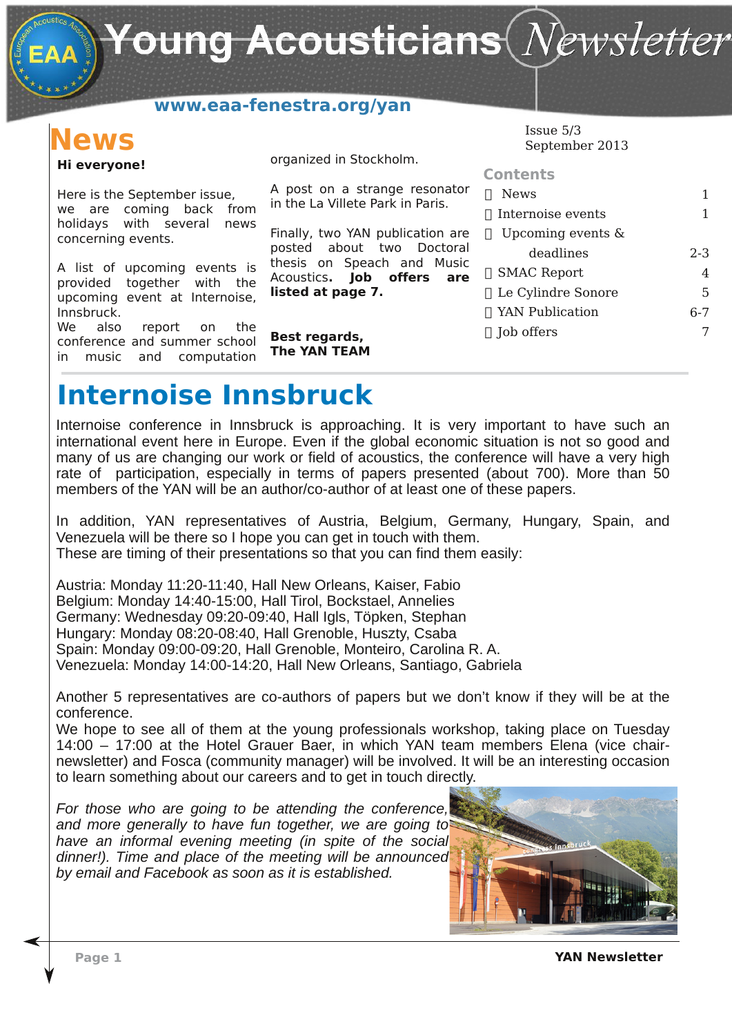# Young Acousticians Newsletter

www.eaa-fenestra.org/yan

Issue 5/3
September 2013

## News

**Hi everyone!**

Here is the September issue, we are coming back from holidays with several news concerning events.

A list of upcoming events is provided together with the upcoming event at Internoise, Innsbruck.
We also report on the conference and summer school in music and computation organized in Stockholm.

A post on a strange resonator in the La Villete Park in Paris.

Finally, two YAN publication are posted about two Doctoral thesis on Speach and Music Acoustics. **Job offers are listed at page 7.**

**Best regards,**
**The YAN TEAM**

### Contents

| | |
|---|---|
| News | 1 |
| Internoise events | 1 |
| Upcoming events & deadlines | 2-3 |
| SMAC Report | 4 |
| Le Cylindre Sonore | 5 |
| YAN Publication | 6-7 |
| Job offers | 7 |

## Internoise Innsbruck

Internoise conference in Innsbruck is approaching. It is very important to have such an international event here in Europe. Even if the global economic situation is not so good and many of us are changing our work or field of acoustics, the conference will have a very high rate of participation, especially in terms of papers presented (about 700). More than 50 members of the YAN will be an author/co-author of at least one of these papers.

In addition, YAN representatives of Austria, Belgium, Germany, Hungary, Spain, and Venezuela will be there so I hope you can get in touch with them.
These are timing of their presentations so that you can find them easily:

Austria: Monday 11:20-11:40, Hall New Orleans, Kaiser, Fabio
Belgium: Monday 14:40-15:00, Hall Tirol, Bockstael, Annelies
Germany: Wednesday 09:20-09:40, Hall Igls, Töpken, Stephan
Hungary: Monday 08:20-08:40, Hall Grenoble, Huszty, Csaba
Spain: Monday 09:00-09:20, Hall Grenoble, Monteiro, Carolina R. A.
Venezuela: Monday 14:00-14:20, Hall New Orleans, Santiago, Gabriela

Another 5 representatives are co-authors of papers but we don't know if they will be at the conference.
We hope to see all of them at the young professionals workshop, taking place on Tuesday 14:00 – 17:00 at the Hotel Grauer Baer, in which YAN team members Elena (vice chair-newsletter) and Fosca (community manager) will be involved. It will be an interesting occasion to learn something about our careers and to get in touch directly.

*For those who are going to be attending the conference, and more generally to have fun together, we are going to have an informal evening meeting (in spite of the social dinner!). Time and place of the meeting will be announced by email and Facebook as soon as it is established.*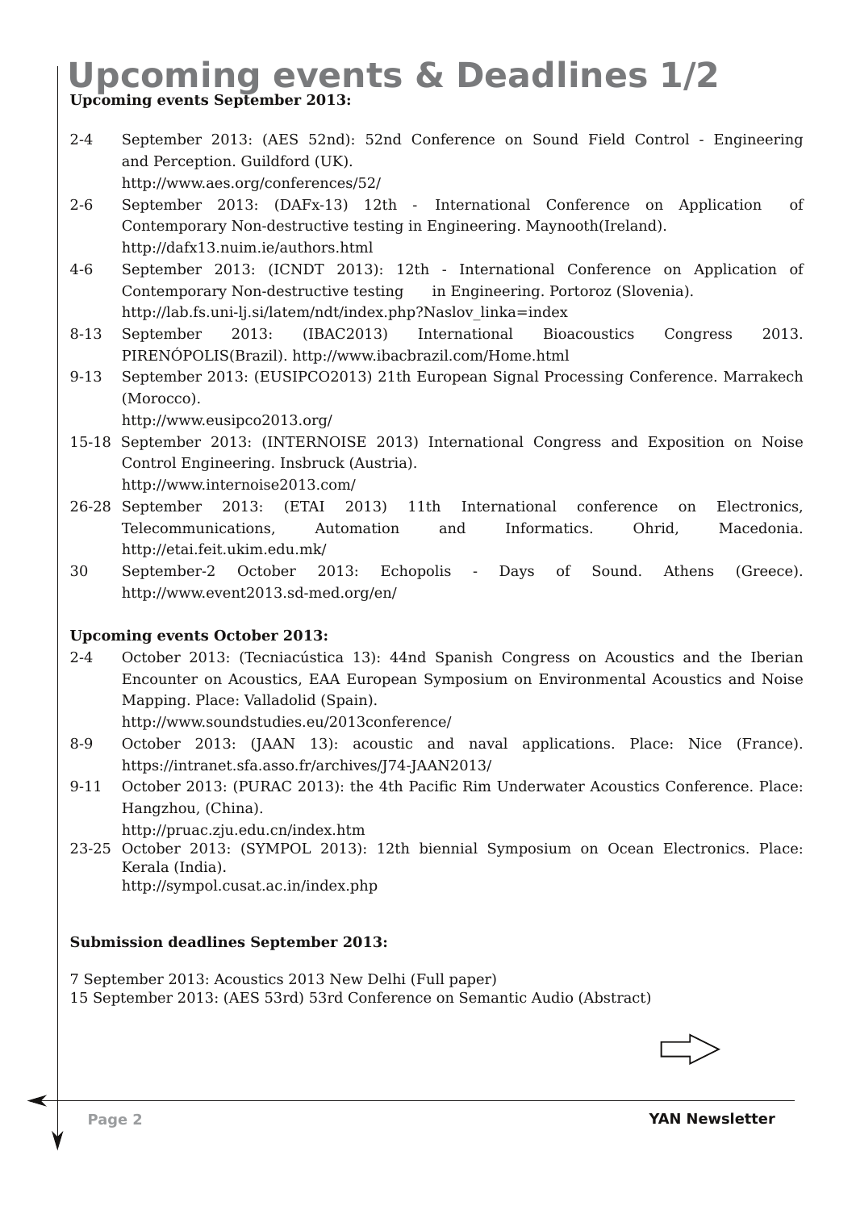# Upcoming events & Deadlines 1/2

**Upcoming events September 2013:**

2-4 September 2013: (AES 52nd): 52nd Conference on Sound Field Control - Engineering and Perception. Guildford (UK).
http://www.aes.org/conferences/52/

2-6 September 2013: (DAFx-13) 12th - International Conference on Application of Contemporary Non-destructive testing in Engineering. Maynooth(Ireland).
http://dafx13.nuim.ie/authors.html

4-6 September 2013: (ICNDT 2013): 12th - International Conference on Application of Contemporary Non-destructive testing in Engineering. Portoroz (Slovenia).
http://lab.fs.uni-lj.si/latem/ndt/index.php?Naslov_linka=index

8-13 September 2013: (IBAC2013) International Bioacoustics Congress 2013. PIRENÓPOLIS(Brazil). http://www.ibacbrazil.com/Home.html

9-13 September 2013: (EUSIPCO2013) 21th European Signal Processing Conference. Marrakech (Morocco).
http://www.eusipco2013.org/

15-18 September 2013: (INTERNOISE 2013) International Congress and Exposition on Noise Control Engineering. Insbruck (Austria).
http://www.internoise2013.com/

26-28 September 2013: (ETAI 2013) 11th International conference on Electronics, Telecommunications, Automation and Informatics. Ohrid, Macedonia.
http://etai.feit.ukim.edu.mk/

30 September-2 October 2013: Echopolis - Days of Sound. Athens (Greece).
http://www.event2013.sd-med.org/en/

**Upcoming events October 2013:**

2-4 October 2013: (Tecniacústica 13): 44nd Spanish Congress on Acoustics and the Iberian Encounter on Acoustics, EAA European Symposium on Environmental Acoustics and Noise Mapping. Place: Valladolid (Spain).
http://www.soundstudies.eu/2013conference/

8-9 October 2013: (JAAN 13): acoustic and naval applications. Place: Nice (France).
https://intranet.sfa.asso.fr/archives/J74-JAAN2013/

9-11 October 2013: (PURAC 2013): the 4th Pacific Rim Underwater Acoustics Conference. Place: Hangzhou, (China).
http://pruac.zju.edu.cn/index.htm

23-25 October 2013: (SYMPOL 2013): 12th biennial Symposium on Ocean Electronics. Place: Kerala (India).
http://sympol.cusat.ac.in/index.php

**Submission deadlines September 2013:**

7 September 2013: Acoustics 2013 New Delhi (Full paper)
15 September 2013: (AES 53rd) 53rd Conference on Semantic Audio (Abstract)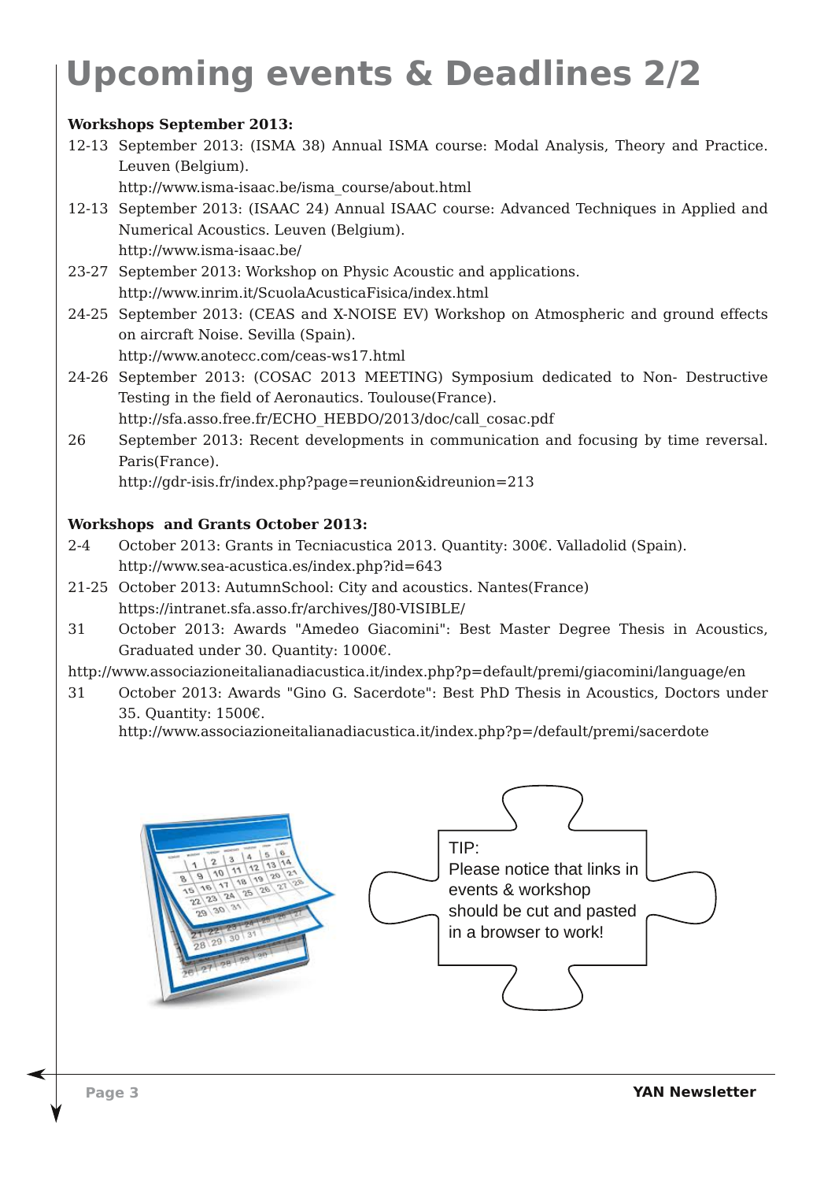# Upcoming events & Deadlines 2/2

**Workshops September 2013:**

12-13 September 2013: (ISMA 38) Annual ISMA course: Modal Analysis, Theory and Practice. Leuven (Belgium).
http://www.isma-isaac.be/isma_course/about.html

12-13 September 2013: (ISAAC 24) Annual ISAAC course: Advanced Techniques in Applied and Numerical Acoustics. Leuven (Belgium).
http://www.isma-isaac.be/

23-27 September 2013: Workshop on Physic Acoustic and applications.
http://www.inrim.it/ScuolaAcusticaFisica/index.html

24-25 September 2013: (CEAS and X-NOISE EV) Workshop on Atmospheric and ground effects on aircraft Noise. Sevilla (Spain).
http://www.anotecc.com/ceas-ws17.html

24-26 September 2013: (COSAC 2013 MEETING) Symposium dedicated to Non- Destructive Testing in the field of Aeronautics. Toulouse(France).
http://sfa.asso.free.fr/ECHO_HEBDO/2013/doc/call_cosac.pdf

26 September 2013: Recent developments in communication and focusing by time reversal. Paris(France).
http://gdr-isis.fr/index.php?page=reunion&idreunion=213

**Workshops and Grants October 2013:**

2-4 October 2013: Grants in Tecniacustica 2013. Quantity: 300€. Valladolid (Spain).
http://www.sea-acustica.es/index.php?id=643

21-25 October 2013: AutumnSchool: City and acoustics. Nantes(France)
https://intranet.sfa.asso.fr/archives/J80-VISIBLE/

31 October 2013: Awards "Amedeo Giacomini": Best Master Degree Thesis in Acoustics, Graduated under 30. Quantity: 1000€.
http://www.associazioneitalianadiacustica.it/index.php?p=default/premi/giacomini/language/en

31 October 2013: Awards "Gino G. Sacerdote": Best PhD Thesis in Acoustics, Doctors under 35. Quantity: 1500€.
http://www.associazioneitalianadiacustica.it/index.php?p=/default/premi/sacerdote

TIP:
Please notice that links in events & workshop should be cut and pasted in a browser to work!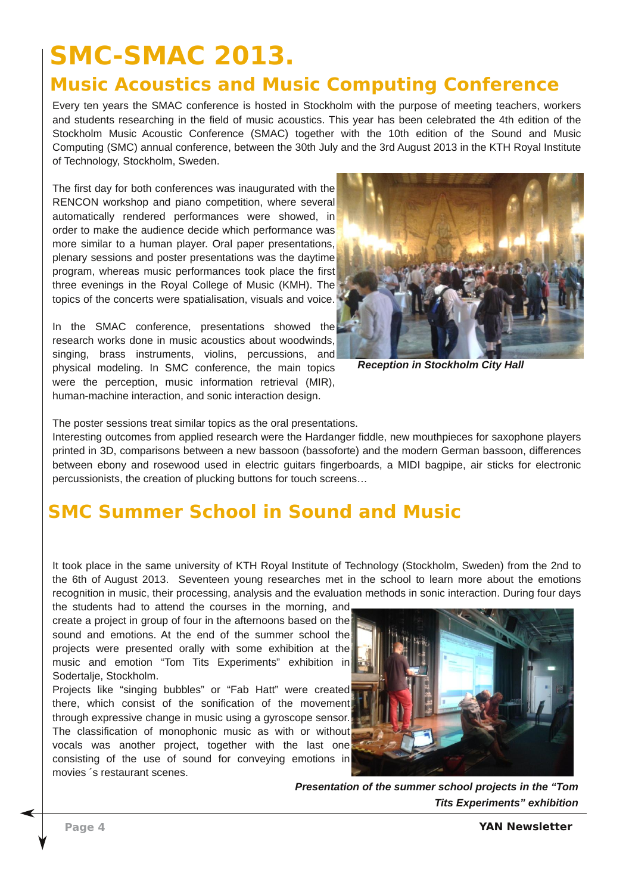# SMC-SMAC 2013.

## Music Acoustics and Music Computing Conference

Every ten years the SMAC conference is hosted in Stockholm with the purpose of meeting teachers, workers and students researching in the field of music acoustics. This year has been celebrated the 4th edition of the Stockholm Music Acoustic Conference (SMAC) together with the 10th edition of the Sound and Music Computing (SMC) annual conference, between the 30th July and the 3rd August 2013 in the KTH Royal Institute of Technology, Stockholm, Sweden.

The first day for both conferences was inaugurated with the RENCON workshop and piano competition, where several automatically rendered performances were showed, in order to make the audience decide which performance was more similar to a human player. Oral paper presentations, plenary sessions and poster presentations was the daytime program, whereas music performances took place the first three evenings in the Royal College of Music (KMH). The topics of the concerts were spatialisation, visuals and voice.

In the SMAC conference, presentations showed the research works done in music acoustics about woodwinds, singing, brass instruments, violins, percussions, and physical modeling. In SMC conference, the main topics were the perception, music information retrieval (MIR), human-machine interaction, and sonic interaction design.

***Reception in Stockholm City Hall***

The poster sessions treat similar topics as the oral presentations.

Interesting outcomes from applied research were the Hardanger fiddle, new mouthpieces for saxophone players printed in 3D, comparisons between a new bassoon (bassoforte) and the modern German bassoon, differences between ebony and rosewood used in electric guitars fingerboards, a MIDI bagpipe, air sticks for electronic percussionists, the creation of plucking buttons for touch screens…

## SMC Summer School in Sound and Music

It took place in the same university of KTH Royal Institute of Technology (Stockholm, Sweden) from the 2nd to the 6th of August 2013. Seventeen young researches met in the school to learn more about the emotions recognition in music, their processing, analysis and the evaluation methods in sonic interaction. During four days the students had to attend the courses in the morning, and create a project in group of four in the afternoons based on the sound and emotions. At the end of the summer school the projects were presented orally with some exhibition at the music and emotion “Tom Tits Experiments” exhibition in Sodertalje, Stockholm.

Projects like “singing bubbles” or “Fab Hatt” were created there, which consist of the sonification of the movement through expressive change in music using a gyroscope sensor. The classification of monophonic music as with or without vocals was another project, together with the last one consisting of the use of sound for conveying emotions in movies´s restaurant scenes.

***Presentation of the summer school projects in the “Tom Tits Experiments” exhibition***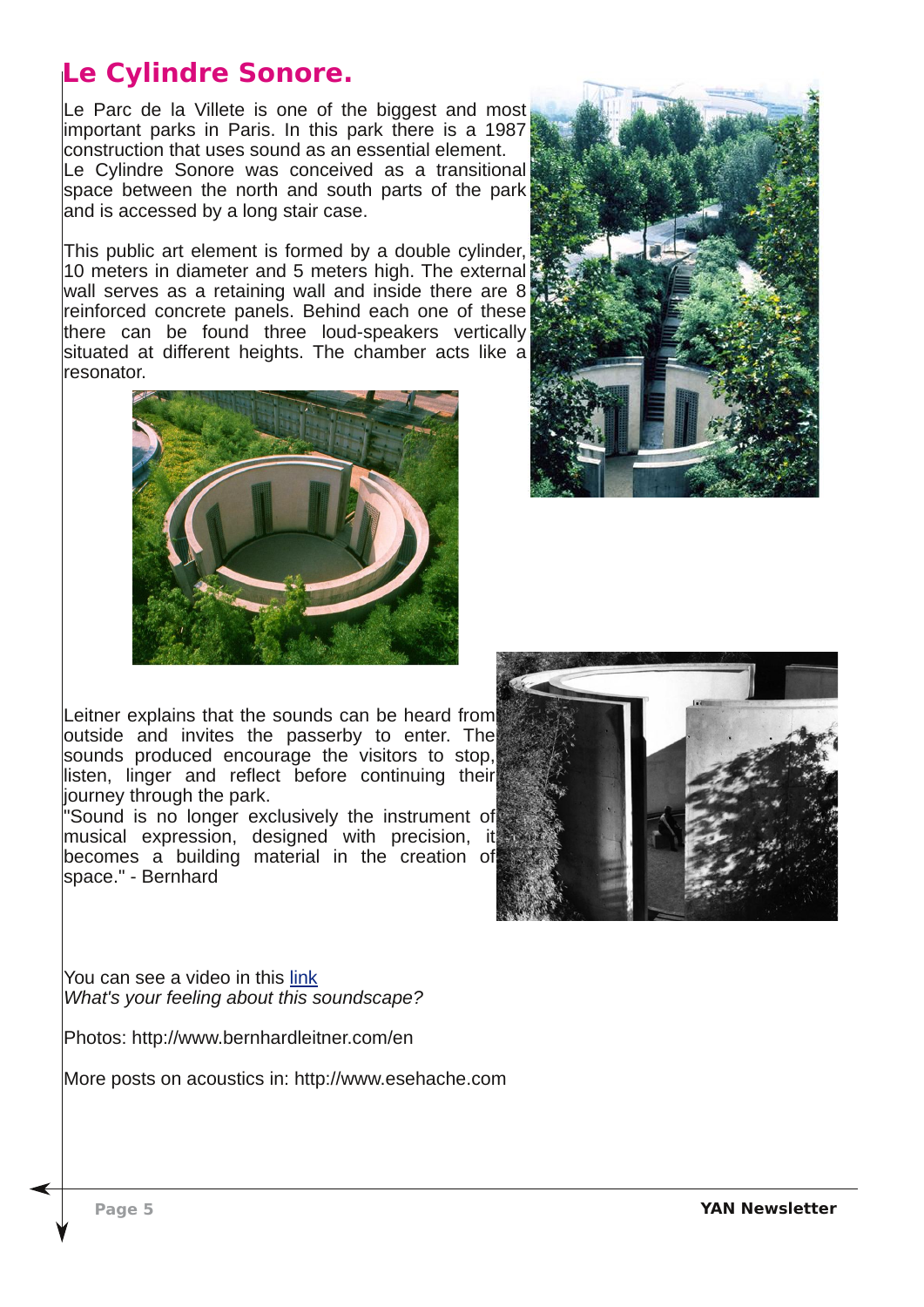# Le Cylindre Sonore.

Le Parc de la Villete is one of the biggest and most important parks in Paris. In this park there is a 1987 construction that uses sound as an essential element.
Le Cylindre Sonore was conceived as a transitional space between the north and south parts of the park and is accessed by a long stair case.

This public art element is formed by a double cylinder, 10 meters in diameter and 5 meters high. The external wall serves as a retaining wall and inside there are 8 reinforced concrete panels. Behind each one of these there can be found three loud-speakers vertically situated at different heights. The chamber acts like a resonator.

Leitner explains that the sounds can be heard from outside and invites the passerby to enter. The sounds produced encourage the visitors to stop, listen, linger and reflect before continuing their journey through the park.
"Sound is no longer exclusively the instrument of musical expression, designed with precision, it becomes a building material in the creation of space." - Bernhard

You can see a video in this link
*What's your feeling about this soundscape?*

Photos: http://www.bernhardleitner.com/en

More posts on acoustics in: http://www.esehache.com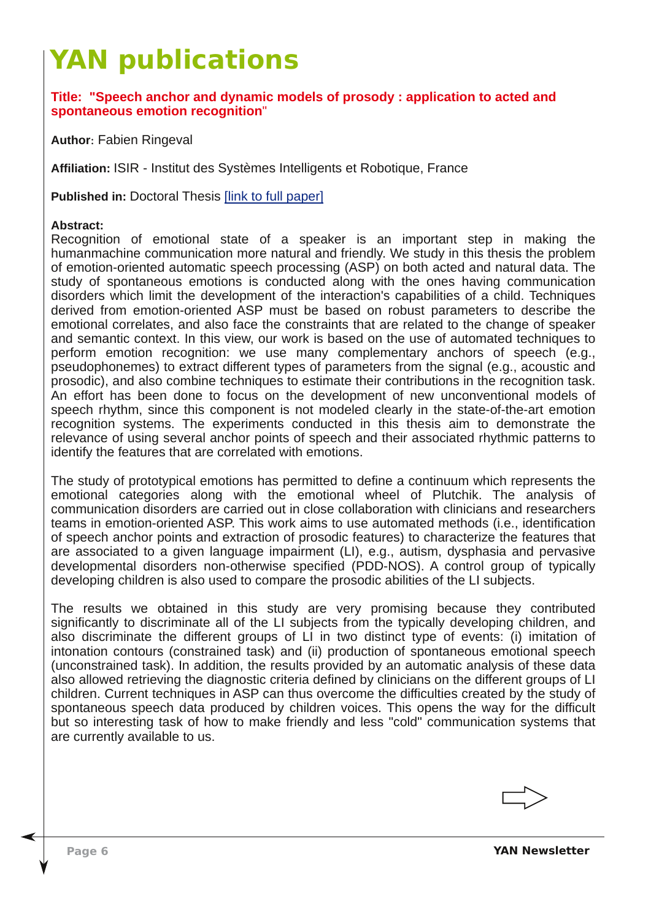# YAN publications

**Title: "Speech anchor and dynamic models of prosody : application to acted and spontaneous emotion recognition"**

**Author**: Fabien Ringeval

**Affiliation:** ISIR - Institut des Systèmes Intelligents et Robotique, France

**Published in:** Doctoral Thesis [link to full paper]

**Abstract:**
Recognition of emotional state of a speaker is an important step in making the humanmachine communication more natural and friendly. We study in this thesis the problem of emotion-oriented automatic speech processing (ASP) on both acted and natural data. The study of spontaneous emotions is conducted along with the ones having communication disorders which limit the development of the interaction's capabilities of a child. Techniques derived from emotion-oriented ASP must be based on robust parameters to describe the emotional correlates, and also face the constraints that are related to the change of speaker and semantic context. In this view, our work is based on the use of automated techniques to perform emotion recognition: we use many complementary anchors of speech (e.g., pseudophonemes) to extract different types of parameters from the signal (e.g., acoustic and prosodic), and also combine techniques to estimate their contributions in the recognition task. An effort has been done to focus on the development of new unconventional models of speech rhythm, since this component is not modeled clearly in the state-of-the-art emotion recognition systems. The experiments conducted in this thesis aim to demonstrate the relevance of using several anchor points of speech and their associated rhythmic patterns to identify the features that are correlated with emotions.

The study of prototypical emotions has permitted to define a continuum which represents the emotional categories along with the emotional wheel of Plutchik. The analysis of communication disorders are carried out in close collaboration with clinicians and researchers teams in emotion-oriented ASP. This work aims to use automated methods (i.e., identification of speech anchor points and extraction of prosodic features) to characterize the features that are associated to a given language impairment (LI), e.g., autism, dysphasia and pervasive developmental disorders non-otherwise specified (PDD-NOS). A control group of typically developing children is also used to compare the prosodic abilities of the LI subjects.

The results we obtained in this study are very promising because they contributed significantly to discriminate all of the LI subjects from the typically developing children, and also discriminate the different groups of LI in two distinct type of events: (i) imitation of intonation contours (constrained task) and (ii) production of spontaneous emotional speech (unconstrained task). In addition, the results provided by an automatic analysis of these data also allowed retrieving the diagnostic criteria defined by clinicians on the different groups of LI children. Current techniques in ASP can thus overcome the difficulties created by the study of spontaneous speech data produced by children voices. This opens the way for the difficult but so interesting task of how to make friendly and less "cold" communication systems that are currently available to us.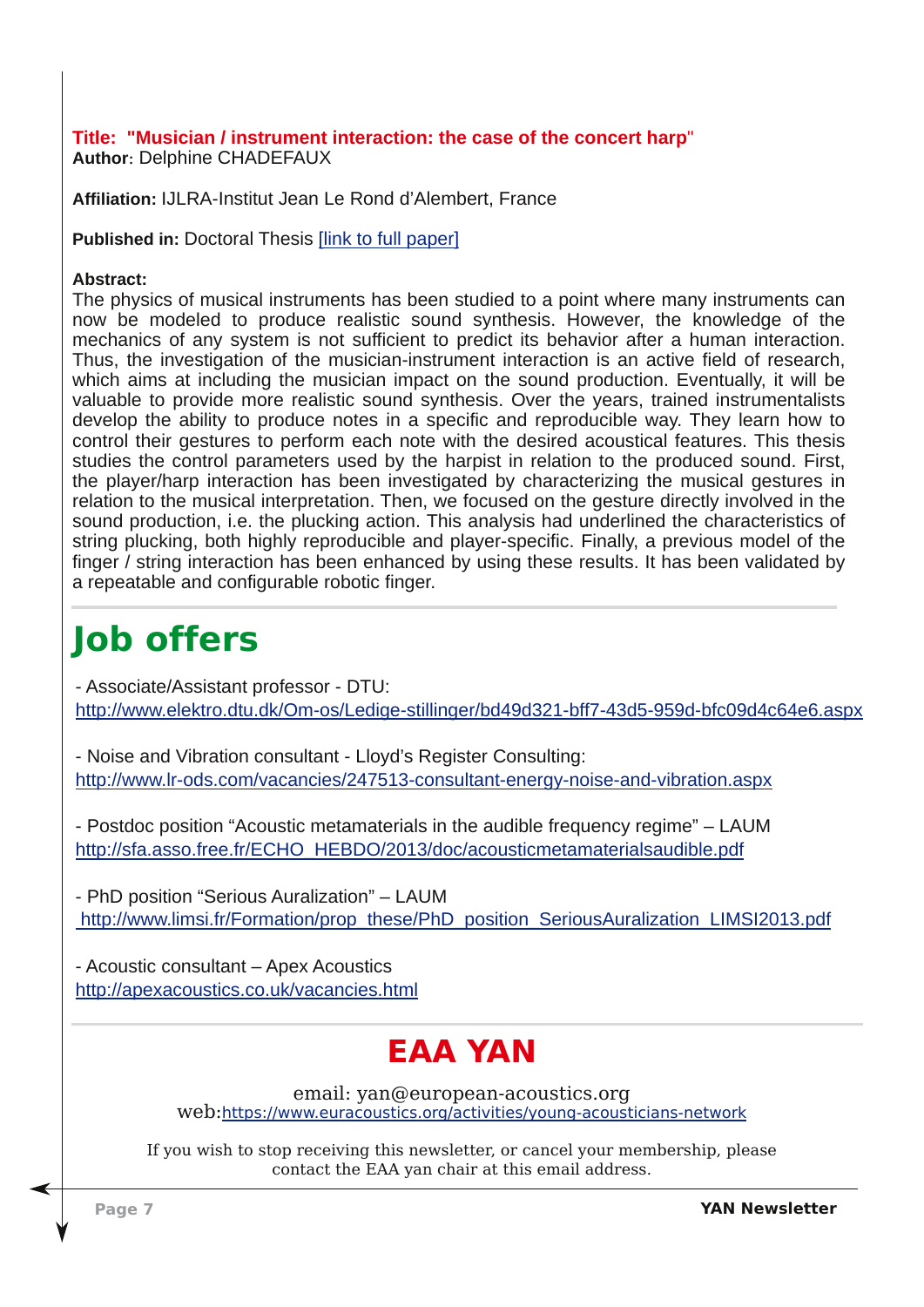**Title: "Musician / instrument interaction: the case of the concert harp"**
**Author**: Delphine CHADEFAUX

**Affiliation:** IJLRA-Institut Jean Le Rond d'Alembert, France

**Published in:** Doctoral Thesis [link to full paper]

**Abstract:**
The physics of musical instruments has been studied to a point where many instruments can now be modeled to produce realistic sound synthesis. However, the knowledge of the mechanics of any system is not sufficient to predict its behavior after a human interaction. Thus, the investigation of the musician-instrument interaction is an active field of research, which aims at including the musician impact on the sound production. Eventually, it will be valuable to provide more realistic sound synthesis. Over the years, trained instrumentalists develop the ability to produce notes in a specific and reproducible way. They learn how to control their gestures to perform each note with the desired acoustical features. This thesis studies the control parameters used by the harpist in relation to the produced sound. First, the player/harp interaction has been investigated by characterizing the musical gestures in relation to the musical interpretation. Then, we focused on the gesture directly involved in the sound production, i.e. the plucking action. This analysis had underlined the characteristics of string plucking, both highly reproducible and player-specific. Finally, a previous model of the finger / string interaction has been enhanced by using these results. It has been validated by a repeatable and configurable robotic finger.

# Job offers

- Associate/Assistant professor - DTU:
http://www.elektro.dtu.dk/Om-os/Ledige-stillinger/bd49d321-bff7-43d5-959d-bfc09d4c64e6.aspx

- Noise and Vibration consultant - Lloyd's Register Consulting:
http://www.lr-ods.com/vacancies/247513-consultant-energy-noise-and-vibration.aspx

- Postdoc position "Acoustic metamaterials in the audible frequency regime" – LAUM
http://sfa.asso.free.fr/ECHO_HEBDO/2013/doc/acousticmetamaterialsaudible.pdf

- PhD position "Serious Auralization" – LAUM
http://www.limsi.fr/Formation/prop_these/PhD_position_SeriousAuralization_LIMSI2013.pdf

- Acoustic consultant – Apex Acoustics
http://apexacoustics.co.uk/vacancies.html

# EAA YAN

email: yan@european-acoustics.org
web:https://www.euracoustics.org/activities/young-acousticians-network

If you wish to stop receiving this newsletter, or cancel your membership, please contact the EAA yan chair at this email address.